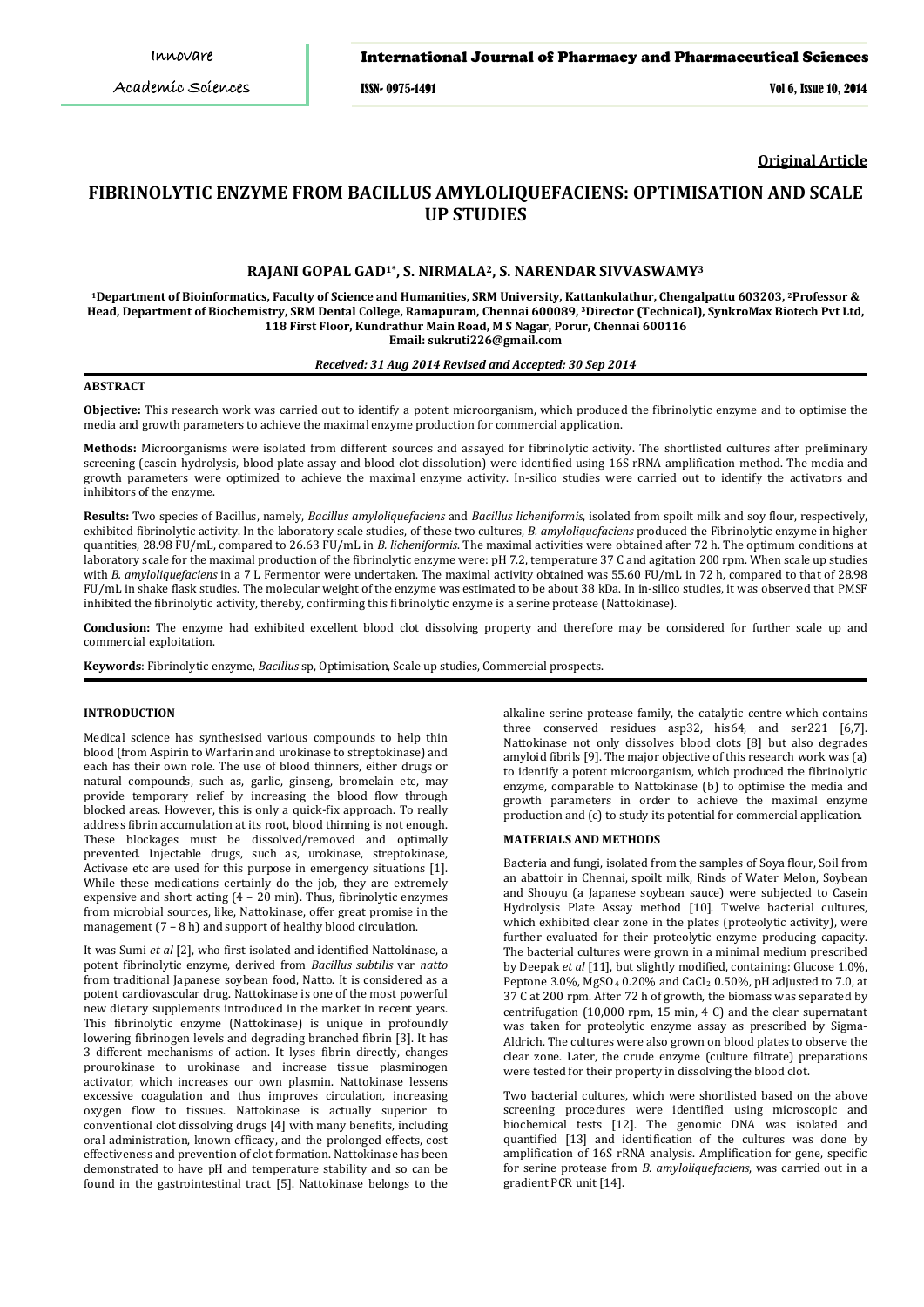**Original Article**

# FIBRINOLYTIC ENZYME FROM BACILLUS AMYLOLIQUEFACIENS: OPTIMISATION AND SCALE UP STUDIES

### RAJANI GOPAL GAD[1*], S. NIRMALA[2], S. NARENDAR SIVVASWAMY[3]

[1]Department of Bioinformatics, Faculty of Science and Humanities, SRM University, Kattankulathur, Chengalpattu 603203, [2]Professor & Head, Department of Biochemistry, SRM Dental College, Ramapuram, Chennai 600089, [3]Director (Technical), SynkroMax Biotech Pvt Ltd, 118 First Floor, Kundrathur Main Road, M S Nagar, Porur, Chennai 600116
Email: sukruti226@gmail.com

*Received: 31 Aug 2014 Revised and Accepted: 30 Sep 2014*

## ABSTRACT

**Objective:** This research work was carried out to identify a potent microorganism, which produced the fibrinolytic enzyme and to optimise the media and growth parameters to achieve the maximal enzyme production for commercial application.

**Methods:** Microorganisms were isolated from different sources and assayed for fibrinolytic activity. The shortlisted cultures after preliminary screening (casein hydrolysis, blood plate assay and blood clot dissolution) were identified using 16S rRNA amplification method. The media and growth parameters were optimized to achieve the maximal enzyme activity. In-silico studies were carried out to identify the activators and inhibitors of the enzyme.

**Results:** Two species of Bacillus, namely, *Bacillus amyloliquefaciens* and *Bacillus licheniformis*, isolated from spoilt milk and soy flour, respectively, exhibited fibrinolytic activity. In the laboratory scale studies, of these two cultures, *B. amyloliquefaciens* produced the Fibrinolytic enzyme in higher quantities, 28.98 FU/mL, compared to 26.63 FU/mL in *B. licheniformis*. The maximal activities were obtained after 72 h. The optimum conditions at laboratory scale for the maximal production of the fibrinolytic enzyme were: pH 7.2, temperature 37 C and agitation 200 rpm. When scale up studies with *B. amyloliquefaciens* in a 7 L Fermentor were undertaken. The maximal activity obtained was 55.60 FU/mL in 72 h, compared to that of 28.98 FU/mL in shake flask studies. The molecular weight of the enzyme was estimated to be about 38 kDa. In in-silico studies, it was observed that PMSF inhibited the fibrinolytic activity, thereby, confirming this fibrinolytic enzyme is a serine protease (Nattokinase).

**Conclusion:** The enzyme had exhibited excellent blood clot dissolving property and therefore may be considered for further scale up and commercial exploitation.

**Keywords**: Fibrinolytic enzyme, *Bacillus* sp, Optimisation, Scale up studies, Commercial prospects.

## INTRODUCTION

Medical science has synthesised various compounds to help thin blood (from Aspirin to Warfarin and urokinase to streptokinase) and each has their own role. The use of blood thinners, either drugs or natural compounds, such as, garlic, ginseng, bromelain etc, may provide temporary relief by increasing the blood flow through blocked areas. However, this is only a quick-fix approach. To really address fibrin accumulation at its root, blood thinning is not enough. These blockages must be dissolved/removed and optimally prevented. Injectable drugs, such as, urokinase, streptokinase, Activase etc are used for this purpose in emergency situations [1]. While these medications certainly do the job, they are extremely expensive and short acting (4 – 20 min). Thus, fibrinolytic enzymes from microbial sources, like, Nattokinase, offer great promise in the management (7 – 8 h) and support of healthy blood circulation.

It was Sumi *et al* [2], who first isolated and identified Nattokinase, a potent fibrinolytic enzyme, derived from *Bacillus subtilis* var *natto* from traditional Japanese soybean food, Natto. It is considered as a potent cardiovascular drug. Nattokinase is one of the most powerful new dietary supplements introduced in the market in recent years. This fibrinolytic enzyme (Nattokinase) is unique in profoundly lowering fibrinogen levels and degrading branched fibrin [3]. It has 3 different mechanisms of action. It lyses fibrin directly, changes prourokinase to urokinase and increase tissue plasminogen activator, which increases our own plasmin. Nattokinase lessens excessive coagulation and thus improves circulation, increasing oxygen flow to tissues. Nattokinase is actually superior to conventional clot dissolving drugs [4] with many benefits, including oral administration, known efficacy, and the prolonged effects, cost effectiveness and prevention of clot formation. Nattokinase has been demonstrated to have pH and temperature stability and so can be found in the gastrointestinal tract [5]. Nattokinase belongs to the alkaline serine protease family, the catalytic centre which contains three conserved residues asp32, his64, and ser221 [6,7]. Nattokinase not only dissolves blood clots [8] but also degrades amyloid fibrils [9]. The major objective of this research work was (a) to identify a potent microorganism, which produced the fibrinolytic enzyme, comparable to Nattokinase (b) to optimise the media and growth parameters in order to achieve the maximal enzyme production and (c) to study its potential for commercial application.

## MATERIALS AND METHODS

Bacteria and fungi, isolated from the samples of Soya flour, Soil from an abattoir in Chennai, spoilt milk, Rinds of Water Melon, Soybean and Shouyu (a Japanese soybean sauce) were subjected to Casein Hydrolysis Plate Assay method [10]. Twelve bacterial cultures, which exhibited clear zone in the plates (proteolytic activity), were further evaluated for their proteolytic enzyme producing capacity. The bacterial cultures were grown in a minimal medium prescribed by Deepak *et al* [11], but slightly modified, containing: Glucose 1.0%, Peptone 3.0%, $MgSO_4$ 0.20% and $CaCl_2$ 0.50%, pH adjusted to 7.0, at 37 C at 200 rpm. After 72 h of growth, the biomass was separated by centrifugation (10,000 rpm, 15 min, 4 C) and the clear supernatant was taken for proteolytic enzyme assay as prescribed by Sigma-Aldrich. The cultures were also grown on blood plates to observe the clear zone. Later, the crude enzyme (culture filtrate) preparations were tested for their property in dissolving the blood clot.

Two bacterial cultures, which were shortlisted based on the above screening procedures were identified using microscopic and biochemical tests [12]. The genomic DNA was isolated and quantified [13] and identification of the cultures was done by amplification of 16S rRNA analysis. Amplification for gene, specific for serine protease from *B. amyloliquefaciens*, was carried out in a gradient PCR unit [14].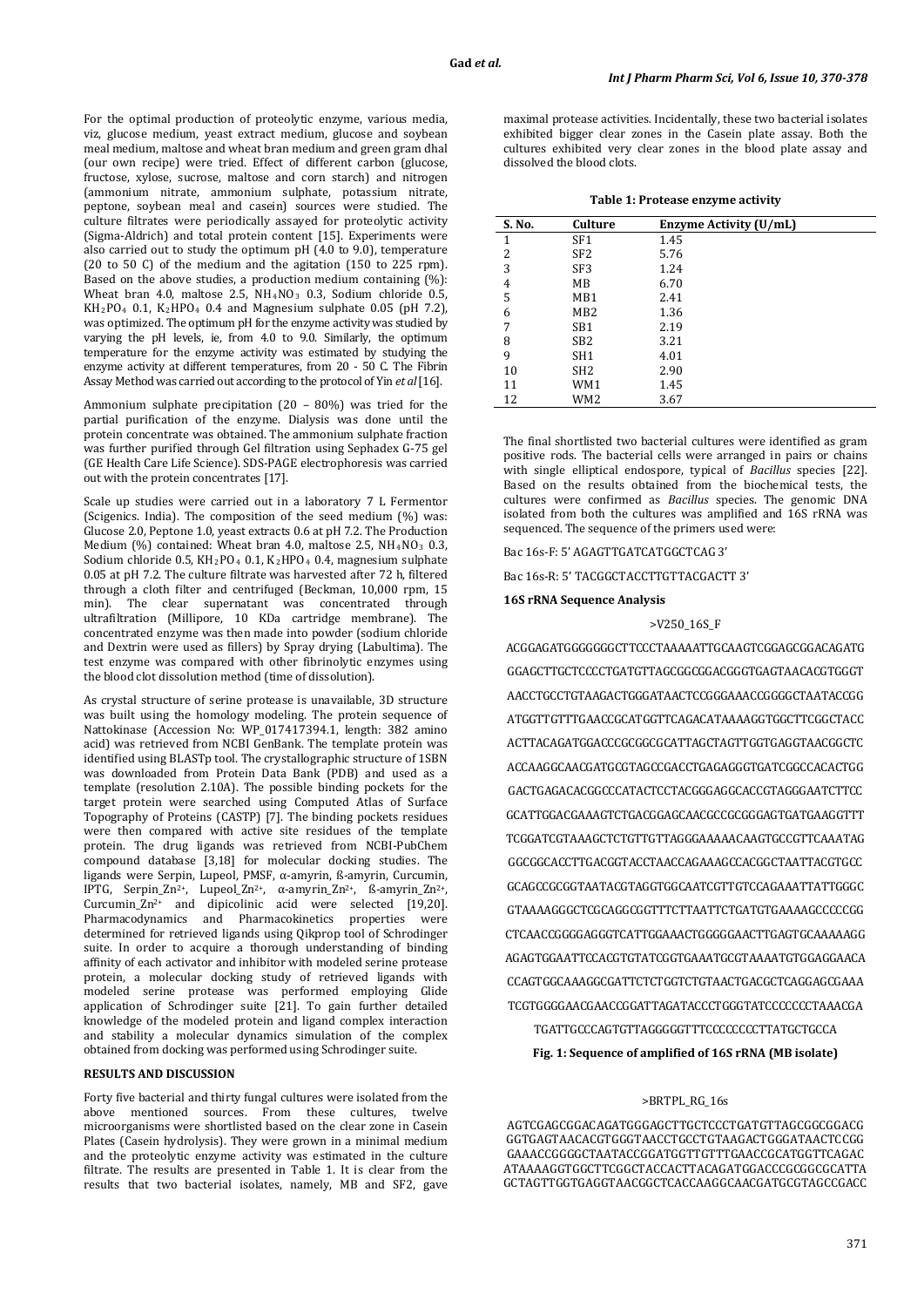For the optimal production of proteolytic enzyme, various media, viz, glucose medium, yeast extract medium, glucose and soybean meal medium, maltose and wheat bran medium and green gram dhal (our own recipe) were tried. Effect of different carbon (glucose, fructose, xylose, sucrose, maltose and corn starch) and nitrogen (ammonium nitrate, ammonium sulphate, potassium nitrate, peptone, soybean meal and casein) sources were studied. The culture filtrates were periodically assayed for proteolytic activity (Sigma-Aldrich) and total protein content [15]. Experiments were also carried out to study the optimum pH (4.0 to 9.0), temperature (20 to 50 C) of the medium and the agitation (150 to 225 rpm). Based on the above studies, a production medium containing (%): Wheat bran 4.0, maltose 2.5, $NH_4NO_3$ 0.3, Sodium chloride 0.5, $KH_2PO_4$ 0.1, $K_2HPO_4$ 0.4 and Magnesium sulphate 0.05 (pH 7.2), was optimized. The optimum pH for the enzyme activity was studied by varying the pH levels, ie, from 4.0 to 9.0. Similarly, the optimum temperature for the enzyme activity was estimated by studying the enzyme activity at different temperatures, from 20 - 50 C. The Fibrin Assay Method was carried out according to the protocol of Yin *et al* [16].

Ammonium sulphate precipitation (20 – 80%) was tried for the partial purification of the enzyme. Dialysis was done until the protein concentrate was obtained. The ammonium sulphate fraction was further purified through Gel filtration using Sephadex G-75 gel (GE Health Care Life Science). SDS-PAGE electrophoresis was carried out with the protein concentrates [17].

Scale up studies were carried out in a laboratory 7 L Fermentor (Scigenics. India). The composition of the seed medium (%) was: Glucose 2.0, Peptone 1.0, yeast extracts 0.6 at pH 7.2. The Production Medium (%) contained: Wheat bran 4.0, maltose 2.5, $NH_4NO_3$ 0.3, Sodium chloride 0.5, $KH_2PO_4$ 0.1, $K_2HPO_4$ 0.4, magnesium sulphate 0.05 at pH 7.2. The culture filtrate was harvested after 72 h, filtered through a cloth filter and centrifuged (Beckman, 10,000 rpm, 15 min). The clear supernatant was concentrated through ultrafiltration (Millipore, 10 KDa cartridge membrane). The concentrated enzyme was then made into powder (sodium chloride and Dextrin were used as fillers) by Spray drying (Labultima). The test enzyme was compared with other fibrinolytic enzymes using the blood clot dissolution method (time of dissolution).

As crystal structure of serine protease is unavailable, 3D structure was built using the homology modeling. The protein sequence of Nattokinase (Accession No: WP_017417394.1, length: 382 amino acid) was retrieved from NCBI GenBank. The template protein was identified using BLASTp tool. The crystallographic structure of 1SBN was downloaded from Protein Data Bank (PDB) and used as a template (resolution 2.10A). The possible binding pockets for the target protein were searched using Computed Atlas of Surface Topography of Proteins (CASTP) [7]. The binding pockets residues were then compared with active site residues of the template protein. The drug ligands was retrieved from NCBI-PubChem compound database [3,18] for molecular docking studies. The ligands were Serpin, Lupeol, PMSF, α-amyrin, ß-amyrin, Curcumin, IPTG, Serpin_$Zn^{2+}$, Lupeol_$Zn^{2+}$, α-amyrin_$Zn^{2+}$, ß-amyrin_$Zn^{2+}$, Curcumin_$Zn^{2+}$ and dipicolinic acid were selected [19,20]. Pharmacodynamics and Pharmacokinetics properties were determined for retrieved ligands using Qikprop tool of Schrodinger suite. In order to acquire a thorough understanding of binding affinity of each activator and inhibitor with modeled serine protease protein, a molecular docking study of retrieved ligands with modeled serine protease was performed employing Glide application of Schrodinger suite [21]. To gain further detailed knowledge of the modeled protein and ligand complex interaction and stability a molecular dynamics simulation of the complex obtained from docking was performed using Schrodinger suite.

## RESULTS AND DISCUSSION

Forty five bacterial and thirty fungal cultures were isolated from the above mentioned sources. From these cultures, twelve microorganisms were shortlisted based on the clear zone in Casein Plates (Casein hydrolysis). They were grown in a minimal medium and the proteolytic enzyme activity was estimated in the culture filtrate. The results are presented in Table 1. It is clear from the results that two bacterial isolates, namely, MB and SF2, gave maximal protease activities. Incidentally, these two bacterial isolates exhibited bigger clear zones in the Casein plate assay. Both the cultures exhibited very clear zones in the blood plate assay and dissolved the blood clots.

**Table 1: Protease enzyme activity**

| S. No. | Culture | Enzyme Activity (U/mL) |
|---|---|---|
| 1 | SF1 | 1.45 |
| 2 | SF2 | 5.76 |
| 3 | SF3 | 1.24 |
| 4 | MB | 6.70 |
| 5 | MB1 | 2.41 |
| 6 | MB2 | 1.36 |
| 7 | SB1 | 2.19 |
| 8 | SB2 | 3.21 |
| 9 | SH1 | 4.01 |
| 10 | SH2 | 2.90 |
| 11 | WM1 | 1.45 |
| 12 | WM2 | 3.67 |

The final shortlisted two bacterial cultures were identified as gram positive rods. The bacterial cells were arranged in pairs or chains with single elliptical endospore, typical of *Bacillus* species [22]. Based on the results obtained from the biochemical tests, the cultures were confirmed as *Bacillus* species. The genomic DNA isolated from both the cultures was amplified and 16S rRNA was sequenced. The sequence of the primers used were:

Bac 16s-F: 5' AGAGTTGATCATGGCTCAG 3'

Bac 16s-R: 5' TACGGCTACCTTGTTACGACTT 3'

**16S rRNA Sequence Analysis**

>V250_16S_F

ACGGAGATGGGGGGGCTTCCCTAAAAATTGCAAGTCGGAGCGGACAGATG
GGAGCTTGCTCCCCTGATGTTAGCGGCGGACGGGTGAGTAACACGTGGGT
AACCTGCCTGTAAGACTGGGATAACTCCGGGAAACCGGGGCTAATACCGG
ATGGTTGTTTGAACCGCATGGTTCAGACATAAAAGGTGGCTTCGGCTACC
ACTTACAGATGGACCCGCGGCGCATTAGCTAGTTGGTGAGGTAACGGCTC
ACCAAGGCAACGATGCGTAGCCGACCTGAGAGGGTGATCGGCCACACTGG
GACTGAGACACGGCCCATACTCCTACGGGAGGCACCGTAGGGAATCTTCC
GCATTGGACGAAAGTCTGACGGAGCAACGCCGCGGGAGTGATGAAGGTTT
TCGGATCGTAAAGCTCTGTTGTTAGGGAAAAACAAGTGCCGTTCAAATAG
GGCGGCACCTTGACGGTACCTAACCAGAAAGCCACGGCTAATTACGTGCC
GCAGCCGCGGTAATACGTAGGTGGCAATCGTTGTCCAGAAATTATTGGGC
GTAAAAGGGCTCGCAGGCGGTTTCTTAATTCTGATGTGAAAAGCCCCCGG
CTCAACCGGGGAGGGTCATTGGAAACTGGGGGAACTTGAGTGCAAAAAGG
AGAGTGGAATTCCACGTGTATCGGTGAAATGCGTAAAATGTGGAGGAACA
CCAGTGGCAAAGGCGATTCTCTGGTCTGTAACTGACGCTCAGGAGCGAAA
TCGTGGGGAACGAACCGGATTAGATACCCTGGGTATCCCCCCCTAAACGA
TGATTGCCCAGTGTTAGGGGGTTTCCCCCCCCTTATGCTGCCA

**Fig. 1: Sequence of amplified of 16S rRNA (MB isolate)**

>BRTPL_RG_16s

AGTCGAGCGGACAGATGGGAGCTTGCTCCCTGATGTTAGCGGCGGACG
GGTGAGTAACACGTGGGTAACCTGCCTGTAAGACTGGGATAACTCCGG
GAAACCGGGGCTAATACCGGATGGTTGTTTGAACCGCATGGTTCAGAC
ATAAAAGGTGGCTTCGGCTACCACTTACAGATGGACCCGCGGCGCATTA
GCTAGTTGGTGAGGTAACGGCTCACCAAGGCAACGATGCGTAGCCGACC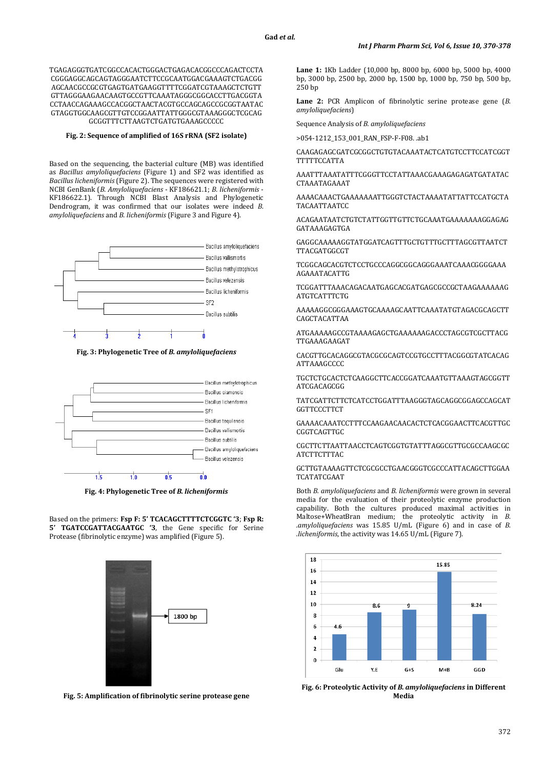TGAGAGGGTGATCGGCCACACTGGGACTGAGACACGGCCCAGACTCCTA CGGGAGGCAGCAGTAGGGAATCTTCCGCAATGGACGAAAGTCTGACGG AGCAACGCCGCGTGAGTGATGAAGGTTTTCGGATCGTAAAGCTCTGTT GTTAGGGAAGAACAAGTGCCGTTCAAATAGGGCGGCACCTTGACGGTA CCTAACCAGAAAGCCACGGCTAACTACGTGCCAGCAGCCGCGGTAATAC GTAGGTGGCAAGCGTTGTCCGGAATTATTGGGCGTAAAGGGCTCGCAG GCGGTTTCTTAAGTCTGATGTGAAAGCCCCC

**Fig. 2: Sequence of amplified of 16S rRNA (SF2 isolate)**

Based on the sequencing, the bacterial culture (MB) was identified as *Bacillus amyloliquefaciens* (Figure 1) and SF2 was identified as *Bacillus licheniformis* (Figure 2). The sequences were registered with NCBI GenBank (*B. Amyloliquefaciens* - KF186621.1; *B. licheniformis* - KF186622.1). Through NCBI Blast Analysis and Phylogenetic Dendrogram, it was confirmed that our isolates were indeed *B. amyloliquefaciens* and *B. licheniformis* (Figure 3 and Figure 4).

**Fig. 3: Phylogenetic Tree of *B. amyloliquefaciens***

**Fig. 4: Phylogenetic Tree of *B. licheniformis***

Based on the primers: **Fsp F: 5' TCACAGCTTTTCTCGGTC '3**; **Fsp R: 5' TGATCCGATTACGAATGC '3**, the Gene specific for Serine Protease (fibrinolytic enzyme) was amplified (Figure 5).

**Fig. 5: Amplification of fibrinolytic serine protease gene**

**Lane 1:** 1Kb Ladder (10,000 bp, 8000 bp, 6000 bp, 5000 bp, 4000 bp, 3000 bp, 2500 bp, 2000 bp, 1500 bp, 1000 bp, 750 bp, 500 bp, 250 bp

**Lane 2:** PCR Amplicon of fibrinolytic serine protease gene (*B. amyloliquefaciens*)

Sequence Analysis of *B. amyloliquefaciens*

>054-1212_153_001_RAN_FSP-F-F08. .ab1

CAAGAGAGCGATCGCGGCTGTGTACAAATACTCATGTCCTTCCATCGGT TTTTTCCATTA

AAATTTAAATATTTCGGGTTCCTATTAAACGAAAGAGAGATGATATAC CTAAATAGAAAT

AAAACAAACTGAAAAAAATTGGGTCTACTAAAATATTATTCCATGCTA TACAATTAATCC

ACAGAATAATCTGTCTATTGGTTGTTCTGCAAATGAAAAAAAGGAGAG GATAAAGAGTGA

GAGGCAAAAAGGTATGGATCAGTTTGCTGTTTGCTTTAGCGTTAATCT TTACGATGGCGT

TCGGCAGCACGTCTCCTGCCCAGGCGGCAGGGAAATCAAACGGGGAAA AGAAATACATTG

TCGGATTTAAACAGACAATGAGCACGATGAGCGCCGCTAAGAAAAAAG ATGTCATTTCTG

AAAAAGGCGGGAAAGTGCAAAAGCAATTCAAATATGTAGACGCAGCTT CAGCTACATTAA

ATGAAAAAGCCGTAAAAGAGCTGAAAAAAGACCCTAGCGTCGCTTACG TTGAAAGAAGAT

CACGTTGCACAGGCGTACGCGCAGTCCGTGCCTTTACGGCGTATCACAG ATTAAAGCCCC

TGCTCTGCACTCTCAAGGCTTCACCGGATCAAATGTTAAAGTAGCGGTT ATCGACAGCGG

TATCGATTCTTCTCATCCTGGATTTAAGGGTAGCAGGCGGAGCCAGCAT GGTTCCCTTCT

GAAAACAAATCCTTTCCAAGAACAACACTCTCACGGAACTTCACGTTGC CGGTCAGTTGC

CGCTTCTTAATTAACCTCAGTCGGTGTATTTAGGCGTTGCGCCAAGCGC ATCTTCTTTAC

GCTTGTAAAAGTTCTCGCGCCTGAACGGGTCGCCCATTACAGCTTGGAA TCATATCGAAT

Both *B. amyloliquefaciens* and *B. licheniformis* were grown in several media for the evaluation of their proteolytic enzyme production capability. Both the cultures produced maximal activities in Maltose+WheatBran medium; the proteolytic activity in *B. .amyloliquefaciens* was 15.85 U/mL (Figure 6) and in case of *B. .licheniformis*, the activity was 14.65 U/mL (Figure 7).

**Fig. 6: Proteolytic Activity of *B. amyloliquefaciens* in Different Media**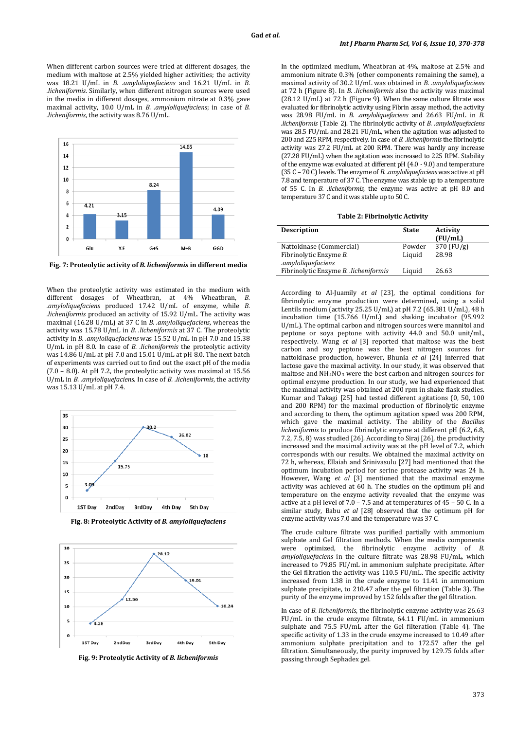When different carbon sources were tried at different dosages, the medium with maltose at 2.5% yielded higher activities; the activity was 18.21 U/mL in *B. .amyloliquefaciens* and 16.21 U/mL in *B. .licheniformis*. Similarly, when different nitrogen sources were used in the media in different dosages, ammonium nitrate at 0.3% gave maximal activity, 10.0 U/mL in *B. .amyloliquefaciens*; in case of *B. .licheniformis*, the activity was 8.76 U/mL.

**Fig. 7: Proteolytic activity of *B. licheniformis* in different media**

When the proteolytic activity was estimated in the medium with different dosages of Wheatbran, at 4% Wheatbran, *B. .amyloliquefaciens* produced 17.42 U/mL of enzyme, while *B. .licheniformis* produced an activity of 15.92 U/mL. The activity was maximal (16.28 U/mL) at 37 C in *B. .amyloliquefaciens*, whereas the activity was 15.78 U/mL in *B. .licheniformis* at 37 C. The proteolytic activity in *B. .amyloliquefaciens* was 15.52 U/mL in pH 7.0 and 15.38 U/mL in pH 8.0. In case of *B. .licheniformis* the proteolytic activity was 14.86 U/mL at pH 7.0 and 15.01 U/mL at pH 8.0. The next batch of experiments was carried out to find out the exact pH of the media (7.0 – 8.0). At pH 7.2, the proteolytic activity was maximal at 15.56 U/mL in *B. .amyloliquefaciens*. In case of *B. .licheniformis*, the activity was 15.13 U/mL at pH 7.4.

**Fig. 8: Proteolytic Activity of *B. amyloliquefaciens***

**Fig. 9: Proteolytic Activity of *B. licheniformis***

In the optimized medium, Wheatbran at 4%, maltose at 2.5% and ammonium nitrate 0.3% (other components remaining the same), a maximal activity of 30.2 U/mL was obtained in *B. .amyloliquefaciens* at 72 h (Figure 8). In *B. .licheniformis* also the activity was maximal (28.12 U/mL) at 72 h (Figure 9). When the same culture filtrate was evaluated for fibrinolytic activity using Fibrin assay method, the activity was 28.98 FU/mL in *B. .amyloliquefaciens* and 26.63 FU/mL in *B. .licheniformis* (Table 2). The fibrinolytic activity of *B. .amyloliquefaciens* was 28.5 FU/mL and 28.21 FU/mL, when the agitation was adjusted to 200 and 225 RPM, respectively. In case of *B. .licheniformis* the fibrinolytic activity was 27.2 FU/mL at 200 RPM. There was hardly any increase (27.28 FU/mL) when the agitation was increased to 225 RPM. Stability of the enzyme was evaluated at different pH (4.0 - 9.0) and temperature (35 C – 70 C) levels. The enzyme of *B. .amyloliquefaciens* was active at pH 7.8 and temperature of 37 C. The enzyme was stable up to a temperature of 55 C. In *B. .licheniformis*, the enzyme was active at pH 8.0 and temperature 37 C and it was stable up to 50 C.

**Table 2: Fibrinolytic Activity**

| Description | State | Activity (FU/mL) |
|---|---|---|
| Nattokinase (Commercial) | Powder | 370 (FU/g) |
| Fibrinolytic Enzyme *B. .amyloliquefaciens* | Liquid | 28.98 |
| Fibrinolytic Enzyme *B. .licheniformis* | Liquid | 26.63 |

According to Al-Juamily *et al* [23], the optimal conditions for fibrinolytic enzyme production were determined, using a solid Lentils medium (activity 25.25 U/mL) at pH 7.2 (65.381 U/mL), 48 h incubation time (15.766 U/mL) and shaking incubator (95.992 U/mL). The optimal carbon and nitrogen sources were mannitol and peptone or soya peptone with activity 44.0 and 50.0 unit/mL, respectively. Wang *et al* [3] reported that maltose was the best carbon and soy peptone was the best nitrogen sources for nattokinase production, however, Bhunia *et al* [24] inferred that lactose gave the maximal activity. In our study, it was observed that maltose and $NH_4NO_3$ were the best carbon and nitrogen sources for optimal enzyme production. In our study, we had experienced that the maximal activity was obtained at 200 rpm in shake flask studies. Kumar and Takagi [25] had tested different agitations (0, 50, 100 and 200 RPM) for the maximal production of fibrinolytic enzyme and according to them, the optimum agitation speed was 200 RPM, which gave the maximal activity. The ability of the *Bacillus licheniformis* to produce fibrinolytic enzyme at different pH (6.2, 6.8, 7.2, 7.5, 8) was studied [26]. According to Siraj [26], the productivity increased and the maximal activity was at the pH level of 7.2, which corresponds with our results. We obtained the maximal activity on 72 h whereas, Ellaiah and Srinivasulu [27] had mentioned that the optimum incubation period for serine protease activity was 24 h. However, Wang *et al* [3] mentioned that the maximal enzyme activity was achieved at 60 h. The studies on the optimum pH and temperature on the enzyme activity revealed that the enzyme was active at a pH level of 7.0 – 7.5 and at temperatures of 45 – 50 C. In a similar study, Babu *et al* [28] observed that the optimum pH for enzyme activity was 7.0 and the temperature was 37 C.

The crude culture filtrate was purified partially with ammonium sulphate and Gel filtration methods. When the media components were optimized, the fibrinolytic enzyme activity of *B. amyloliquefaciens* in the culture filtrate was 28.98 FU/mL, which increased to 79.85 FU/mL in ammonium sulphate precipitate. After the Gel filtration the activity was 110.5 FU/mL. The specific activity increased from 1.38 in the crude enzyme to 11.41 in ammonium sulphate precipitate, to 210.47 after the gel filtration (Table 3). The purity of the enzyme improved by 152 folds after the gel filtration.

In case of *B. licheniformis*, the fibrinolytic enzyme activity was 26.63 FU/mL in the crude enzyme filtrate, 64.11 FU/mL in ammonium sulphate and 75.5 FU/mL after the Gel filteration (Table 4). The specific activity of 1.33 in the crude enzyme increased to 10.49 after ammonium sulphate precipitation and to 172.57 after the gel filtration. Simultaneously, the purity improved by 129.75 folds after passing through Sephadex gel.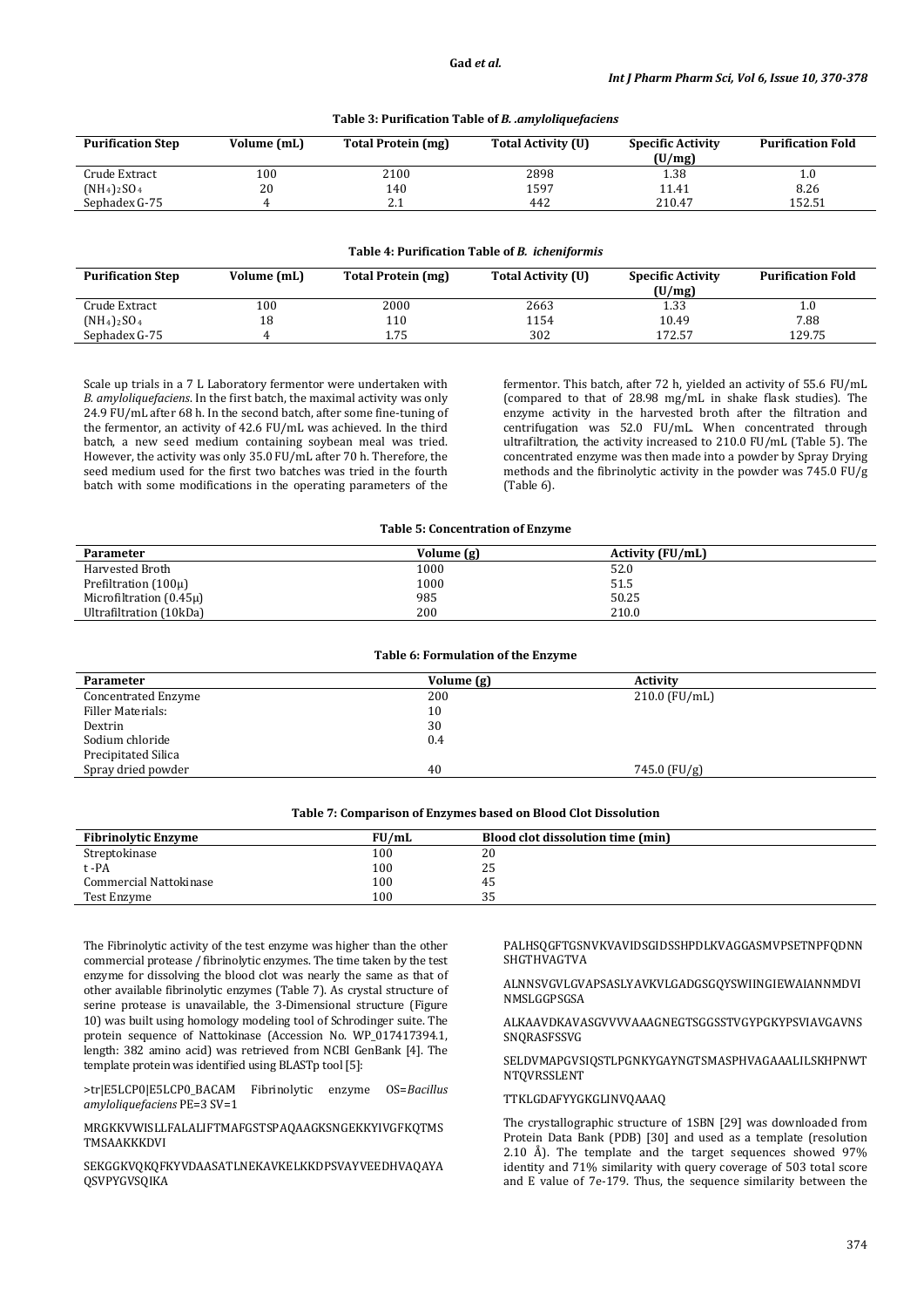**Table 3: Purification Table of *B. .amyloliquefaciens***

| Purification Step | Volume (mL) | Total Protein (mg) | Total Activity (U) | Specific Activity (U/mg) | Purification Fold |
|---|---|---|---|---|---|
| Crude Extract | 100 | 2100 | 2898 | 1.38 | 1.0 |
| $(NH_4)_2SO_4$ | 20 | 140 | 1597 | 11.41 | 8.26 |
| Sephadex G-75 | 4 | 2.1 | 442 | 210.47 | 152.51 |

**Table 4: Purification Table of *B. icheniformis***

| Purification Step | Volume (mL) | Total Protein (mg) | Total Activity (U) | Specific Activity (U/mg) | Purification Fold |
|---|---|---|---|---|---|
| Crude Extract | 100 | 2000 | 2663 | 1.33 | 1.0 |
| $(NH_4)_2SO_4$ | 18 | 110 | 1154 | 10.49 | 7.88 |
| Sephadex G-75 | 4 | 1.75 | 302 | 172.57 | 129.75 |

Scale up trials in a 7 L Laboratory fermentor were undertaken with *B. amyloliquefaciens*. In the first batch, the maximal activity was only 24.9 FU/mL after 68 h. In the second batch, after some fine-tuning of the fermentor, an activity of 42.6 FU/mL was achieved. In the third batch, a new seed medium containing soybean meal was tried. However, the activity was only 35.0 FU/mL after 70 h. Therefore, the seed medium used for the first two batches was tried in the fourth batch with some modifications in the operating parameters of the fermentor. This batch, after 72 h, yielded an activity of 55.6 FU/mL (compared to that of 28.98 mg/mL in shake flask studies). The enzyme activity in the harvested broth after the filtration and centrifugation was 52.0 FU/mL. When concentrated through ultrafiltration, the activity increased to 210.0 FU/mL (Table 5). The concentrated enzyme was then made into a powder by Spray Drying methods and the fibrinolytic activity in the powder was 745.0 FU/g (Table 6).

**Table 5: Concentration of Enzyme**

| Parameter | Volume (g) | Activity (FU/mL) |
|---|---|---|
| Harvested Broth | 1000 | 52.0 |
| Prefiltration (100μ) | 1000 | 51.5 |
| Microfiltration (0.45μ) | 985 | 50.25 |
| Ultrafiltration (10kDa) | 200 | 210.0 |

**Table 6: Formulation of the Enzyme**

| Parameter | Volume (g) | Activity |
|---|---|---|
| Concentrated Enzyme | 200 | 210.0 (FU/mL) |
| Filler Materials: | 10 | |
| Dextrin | 30 | |
| Sodium chloride | 0.4 | |
| Precipitated Silica | | |
| Spray dried powder | 40 | 745.0 (FU/g) |

**Table 7: Comparison of Enzymes based on Blood Clot Dissolution**

| Fibrinolytic Enzyme | FU/mL | Blood clot dissolution time (min) |
|---|---|---|
| Streptokinase | 100 | 20 |
| t -PA | 100 | 25 |
| Commercial Nattokinase | 100 | 45 |
| Test Enzyme | 100 | 35 |

The Fibrinolytic activity of the test enzyme was higher than the other commercial protease / fibrinolytic enzymes. The time taken by the test enzyme for dissolving the blood clot was nearly the same as that of other available fibrinolytic enzymes (Table 7). As crystal structure of serine protease is unavailable, the 3-Dimensional structure (Figure 10) was built using homology modeling tool of Schrodinger suite. The protein sequence of Nattokinase (Accession No. WP_017417394.1, length: 382 amino acid) was retrieved from NCBI GenBank [4]. The template protein was identified using BLASTp tool [5]:

>tr|E5LCP0|E5LCP0_BACAM Fibrinolytic enzyme OS=*Bacillus amyloliquefaciens* PE=3 SV=1

MRGKKVWISLLFALALIFTMAFGSTSPAQAAGKSNGEKKYIVGFKQTMS TMSAAKKKDVI

SEKGGKVQKQFKYVDAASATLNEKAVKELKKDPSVAYVEEDHVAQAYA QSVPYGVSQIKA

PALHSQGFTGSNVKVAVIDSGIDSSHPDLKVAGGASMVPSETNPFQDNN SHGTHVAGTVA

ALNNSVGVLGVAPSASLYAVKVLGADGSGQYSWIINGIEWAIANNMDVI NMSLGGPSGSA

ALKAAVDKAVASGVVVVAAAGNEGTSGSSTVGYPGKYPSVIAVGAVNS SNQRASFSSVG

SELDVMAPGVSIQSTLPGNKYGAYNGTSMASPHVAGAAALILSKHPNWT NTQVRSSLENT

TTKLGDAFYYGKGLINVQAAAQ

The crystallographic structure of 1SBN [29] was downloaded from Protein Data Bank (PDB) [30] and used as a template (resolution 2.10 Å). The template and the target sequences showed 97% identity and 71% similarity with query coverage of 503 total score and E value of 7e-179. Thus, the sequence similarity between the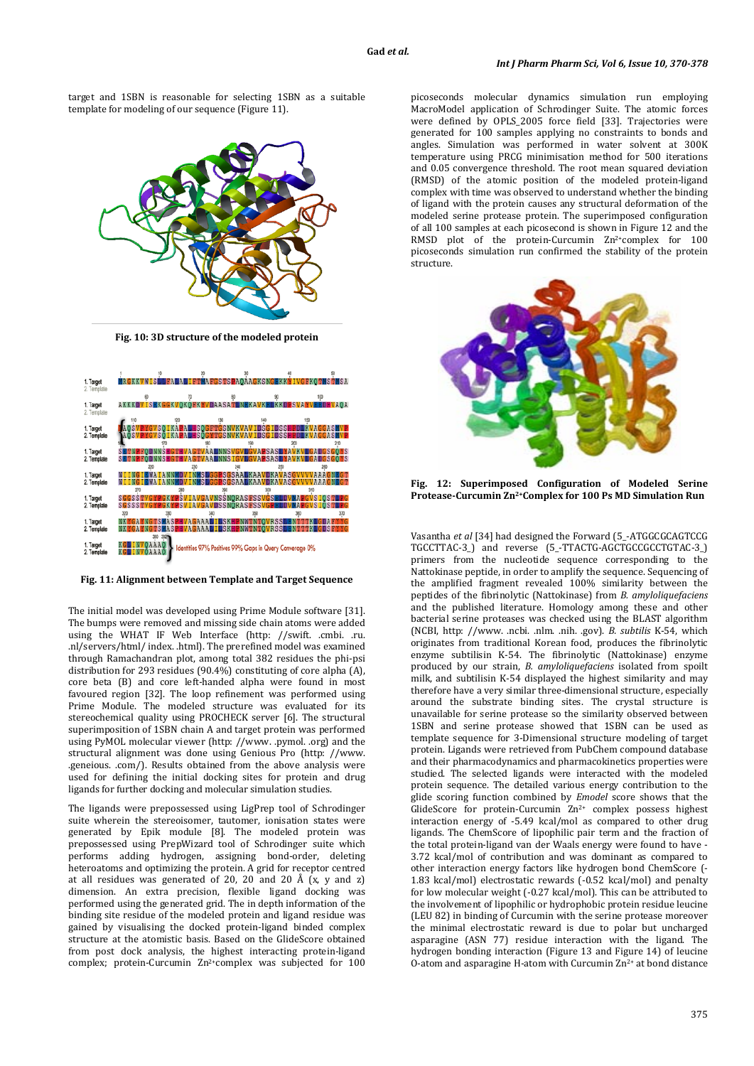target and 1SBN is reasonable for selecting 1SBN as a suitable template for modeling of our sequence (Figure 11).

**Fig. 10: 3D structure of the modeled protein**

**Fig. 11: Alignment between Template and Target Sequence**

The initial model was developed using Prime Module software [31]. The bumps were removed and missing side chain atoms were added using the WHAT IF Web Interface (http: //swift. .cmbi. .ru. .nl/servers/html/ index. .html). The prerefined model was examined through Ramachandran plot, among total 382 residues the phi-psi distribution for 293 residues (90.4%) constituting of core alpha (A), core beta (B) and core left-handed alpha were found in most favoured region [32]. The loop refinement was performed using Prime Module. The modeled structure was evaluated for its stereochemical quality using PROCHECK server [6]. The structural superimposition of 1SBN chain A and target protein was performed using PyMOL molecular viewer (http: //www. .pymol. .org) and the structural alignment was done using Genious Pro (http: //www. .geneious. .com/). Results obtained from the above analysis were used for defining the initial docking sites for protein and drug ligands for further docking and molecular simulation studies.

The ligands were prepossessed using LigPrep tool of Schrodinger suite wherein the stereoisomer, tautomer, ionisation states were generated by Epik module [8]. The modeled protein was prepossessed using PrepWizard tool of Schrodinger suite which performs adding hydrogen, assigning bond-order, deleting heteroatoms and optimizing the protein. A grid for receptor centred at all residues was generated of 20, 20 and 20 Å (x, y and z) dimension. An extra precision, flexible ligand docking was performed using the generated grid. The in depth information of the binding site residue of the modeled protein and ligand residue was gained by visualising the docked protein-ligand binded complex structure at the atomistic basis. Based on the GlideScore obtained from post dock analysis, the highest interacting protein-ligand complex; protein-Curcumin $Zn^{2+}$complex was subjected for 100 picoseconds molecular dynamics simulation run employing MacroModel application of Schrodinger Suite. The atomic forces were defined by OPLS_2005 force field [33]. Trajectories were generated for 100 samples applying no constraints to bonds and angles. Simulation was performed in water solvent at 300K temperature using PRCG minimisation method for 500 iterations and 0.05 convergence threshold. The root mean squared deviation (RMSD) of the atomic position of the modeled protein-ligand complex with time was observed to understand whether the binding of ligand with the protein causes any structural deformation of the modeled serine protease protein. The superimposed configuration of all 100 samples at each picosecond is shown in Figure 12 and the RMSD plot of the protein-Curcumin $Zn^{2+}$complex for 100 picoseconds simulation run confirmed the stability of the protein structure.

**Fig. 12: Superimposed Configuration of Modeled Serine Protease-Curcumin $Zn^{2+}$Complex for 100 Ps MD Simulation Run**

Vasantha *et al* [34] had designed the Forward (5_-ATGGCGCAGTCCG TGCCTTAC-3_) and reverse (5_-TTACTG-AGCTGCCGCCTGTAC-3_) primers from the nucleotide sequence corresponding to the Nattokinase peptide, in order to amplify the sequence. Sequencing of the amplified fragment revealed 100% similarity between the peptides of the fibrinolytic (Nattokinase) from *B. amyloliquefaciens* and the published literature. Homology among these and other bacterial serine proteases was checked using the BLAST algorithm (NCBI, http: //www. .ncbi. .nlm. .nih. .gov). *B. subtilis* K-54, which originates from traditional Korean food, produces the fibrinolytic enzyme subtilisin K-54. The fibrinolytic (Nattokinase) enzyme produced by our strain, *B. amyloliquefaciens* isolated from spoilt milk, and subtilisin K-54 displayed the highest similarity and may therefore have a very similar three-dimensional structure, especially around the substrate binding sites. The crystal structure is unavailable for serine protease so the similarity observed between 1SBN and serine protease showed that 1SBN can be used as template sequence for 3-Dimensional structure modeling of target protein. Ligands were retrieved from PubChem compound database and their pharmacodynamics and pharmacokinetics properties were studied. The selected ligands were interacted with the modeled protein sequence. The detailed various energy contribution to the glide scoring function combined by *Emodel* score shows that the GlideScore for protein-Curcumin $Zn^{2+}$ complex possess highest interaction energy of -5.49 kcal/mol as compared to other drug ligands. The ChemScore of lipophilic pair term and the fraction of the total protein-ligand van der Waals energy were found to have -3.72 kcal/mol of contribution and was dominant as compared to other interaction energy factors like hydrogen bond ChemScore (-1.83 kcal/mol) electrostatic rewards (-0.52 kcal/mol) and penalty for low molecular weight (-0.27 kcal/mol). This can be attributed to the involvement of lipophilic or hydrophobic protein residue leucine (LEU 82) in binding of Curcumin with the serine protease moreover the minimal electrostatic reward is due to polar but uncharged asparagine (ASN 77) residue interaction with the ligand. The hydrogen bonding interaction (Figure 13 and Figure 14) of leucine O-atom and asparagine H-atom with Curcumin $Zn^{2+}$ at bond distance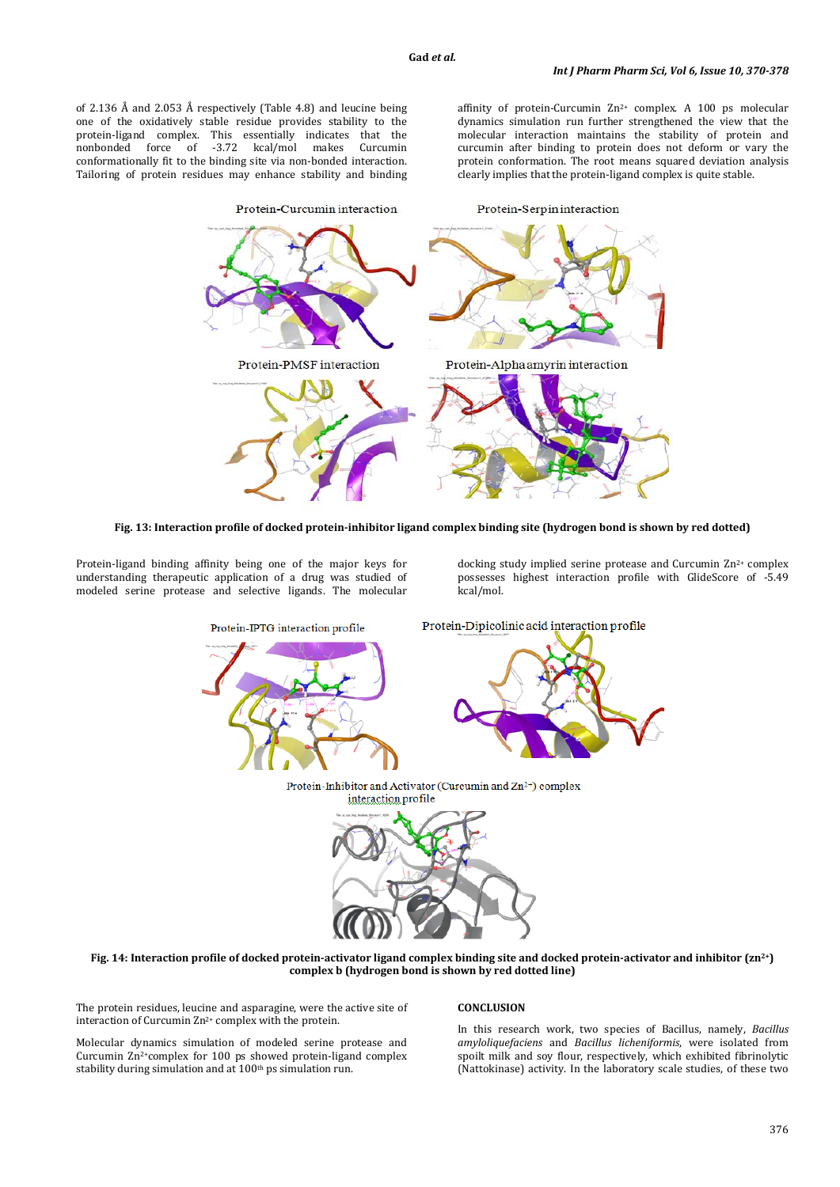of 2.136 Å and 2.053 Å respectively (Table 4.8) and leucine being one of the oxidatively stable residue provides stability to the protein-ligand complex. This essentially indicates that the nonbonded force of -3.72 kcal/mol makes Curcumin conformationally fit to the binding site via non-bonded interaction. Tailoring of protein residues may enhance stability and binding affinity of protein-Curcumin $Zn^{2+}$ complex. A 100 ps molecular dynamics simulation run further strengthened the view that the molecular interaction maintains the stability of protein and curcumin after binding to protein does not deform or vary the protein conformation. The root means squared deviation analysis clearly implies that the protein-ligand complex is quite stable.

Protein-Curcumin interaction

Protein-Serpin interaction

Protein-PMSF interaction

Protein-Alpha amyrin interaction

**Fig. 13: Interaction profile of docked protein-inhibitor ligand complex binding site (hydrogen bond is shown by red dotted)**

Protein-ligand binding affinity being one of the major keys for understanding therapeutic application of a drug was studied of modeled serine protease and selective ligands. The molecular docking study implied serine protease and Curcumin $Zn^{2+}$ complex possesses highest interaction profile with GlideScore of -5.49 kcal/mol.

Protein-IPTG interaction profile

Protein-Dipicolinic acid interaction profile

Protein-Inhibitor and Activator (Curcumin and $Zn^{2+}$) complex interaction profile

**Fig. 14: Interaction profile of docked protein-activator ligand complex binding site and docked protein-activator and inhibitor ($zn^{2+}$) complex b (hydrogen bond is shown by red dotted line)**

The protein residues, leucine and asparagine, were the active site of interaction of Curcumin $Zn^{2+}$ complex with the protein.

Molecular dynamics simulation of modeled serine protease and Curcumin $Zn^{2+}$complex for 100 ps showed protein-ligand complex stability during simulation and at $100^{th}$ ps simulation run.

## CONCLUSION

In this research work, two species of Bacillus, namely, *Bacillus amyloliquefaciens* and *Bacillus licheniformis*, were isolated from spoilt milk and soy flour, respectively, which exhibited fibrinolytic (Nattokinase) activity. In the laboratory scale studies, of these two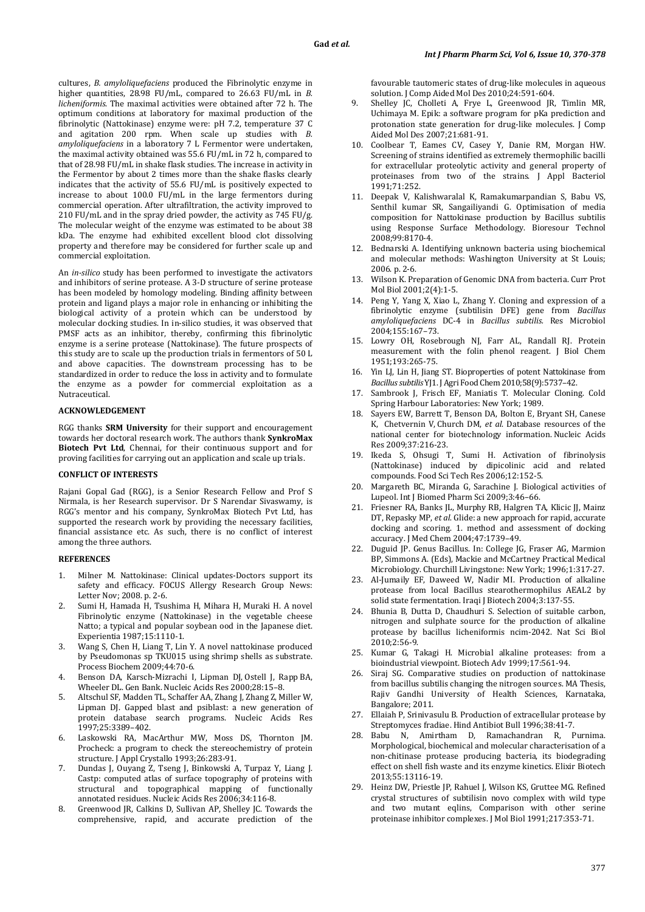cultures, *B. amyloliquefaciens* produced the Fibrinolytic enzyme in higher quantities, 28.98 FU/mL, compared to 26.63 FU/mL in *B. licheniformis*. The maximal activities were obtained after 72 h. The optimum conditions at laboratory for maximal production of the fibrinolytic (Nattokinase) enzyme were: pH 7.2, temperature 37 C and agitation 200 rpm. When scale up studies with *B. amyloliquefaciens* in a laboratory 7 L Fermentor were undertaken, the maximal activity obtained was 55.6 FU/mL in 72 h, compared to that of 28.98 FU/mL in shake flask studies. The increase in activity in the Fermentor by about 2 times more than the shake flasks clearly indicates that the activity of 55.6 FU/mL is positively expected to increase to about 100.0 FU/mL in the large fermentors during commercial operation. After ultrafiltration, the activity improved to 210 FU/mL and in the spray dried powder, the activity as 745 FU/g. The molecular weight of the enzyme was estimated to be about 38 kDa. The enzyme had exhibited excellent blood clot dissolving property and therefore may be considered for further scale up and commercial exploitation.

An *in-silico* study has been performed to investigate the activators and inhibitors of serine protease. A 3-D structure of serine protease has been modeled by homology modeling. Binding affinity between protein and ligand plays a major role in enhancing or inhibiting the biological activity of a protein which can be understood by molecular docking studies. In in-silico studies, it was observed that PMSF acts as an inhibitor, thereby, confirming this fibrinolytic enzyme is a serine protease (Nattokinase). The future prospects of this study are to scale up the production trials in fermentors of 50 L and above capacities. The downstream processing has to be standardized in order to reduce the loss in activity and to formulate the enzyme as a powder for commercial exploitation as a Nutraceutical.

## ACKNOWLEDGEMENT

RGG thanks **SRM University** for their support and encouragement towards her doctoral research work. The authors thank **SynkroMax Biotech Pvt Ltd**, Chennai, for their continuous support and for proving facilities for carrying out an application and scale up trials.

## CONFLICT OF INTERESTS

Rajani Gopal Gad (RGG), is a Senior Research Fellow and Prof S Nirmala, is her Research supervisor. Dr S Narendar Sivaswamy, is RGG's mentor and his company, SynkroMax Biotech Pvt Ltd, has supported the research work by providing the necessary facilities, financial assistance etc. As such, there is no conflict of interest among the three authors.

## REFERENCES

1. Milner M. Nattokinase: Clinical updates-Doctors support its safety and efficacy. FOCUS Allergy Research Group News: Letter Nov; 2008. p. 2-6.
2. Sumi H, Hamada H, Tsushima H, Mihara H, Muraki H. A novel Fibrinolytic enzyme (Nattokinase) in the vegetable cheese Natto; a typical and popular soybean ood in the Japanese diet. Experientia 1987;15:1110-1.
3. Wang S, Chen H, Liang T, Lin Y. A novel nattokinase produced by Pseudomonas sp TKU015 using shrimp shells as substrate. Process Biochem 2009;44:70-6.
4. Benson DA, Karsch-Mizrachi I, Lipman DJ, Ostell J, Rapp BA, Wheeler DL. Gen Bank. Nucleic Acids Res 2000;28:15–8.
5. Altschul SF, Madden TL, Schaffer AA, Zhang J, Zhang Z, Miller W, Lipman DJ. Gapped blast and psiblast: a new generation of protein database search programs. Nucleic Acids Res 1997;25:3389–402.
6. Laskowski RA, MacArthur MW, Moss DS, Thornton JM. Procheck: a program to check the stereochemistry of protein structure. J Appl Crystallo 1993;26:283-91.
7. Dundas J, Ouyang Z, Tseng J, Binkowski A, Turpaz Y, Liang J. Castp: computed atlas of surface topography of proteins with structural and topographical mapping of functionally annotated residues. Nucleic Acids Res 2006;34:116-8.
8. Greenwood JR, Calkins D, Sullivan AP, Shelley JC. Towards the comprehensive, rapid, and accurate prediction of the favourable tautomeric states of drug-like molecules in aqueous solution. J Comp Aided Mol Des 2010;24:591-604.
9. Shelley JC, Cholleti A, Frye L, Greenwood JR, Timlin MR, Uchimaya M. Epik: a software program for pKa prediction and protonation state generation for drug-like molecules. J Comp Aided Mol Des 2007;21:681-91.
10. Coolbear T, Eames CV, Casey Y, Danie RM, Morgan HW. Screening of strains identified as extremely thermophilic bacilli for extracellular proteolytic activity and general property of proteinases from two of the strains. J Appl Bacteriol 1991;71:252.
11. Deepak V, Kalishwaralal K, Ramakumarpandian S, Babu VS, Senthil kumar SR, Sangailiyandi G. Optimisation of media composition for Nattokinase production by Bacillus subtilis using Response Surface Methodology. Bioresour Technol 2008;99:8170-4.
12. Bednarski A. Identifying unknown bacteria using biochemical and molecular methods: Washington University at St Louis; 2006. p. 2-6.
13. Wilson K. Preparation of Genomic DNA from bacteria. Curr Prot Mol Biol 2001;2(4):1-5.
14. Peng Y, Yang X, Xiao L, Zhang Y. Cloning and expression of a fibrinolytic enzyme (subtilisin DFE) gene from *Bacillus amyloliquefaciens* DC-4 in *Bacillus subtilis*. Res Microbiol 2004;155:167–73.
15. Lowry OH, Rosebrough NJ, Farr AL, Randall RJ. Protein measurement with the folin phenol reagent. J Biol Chem 1951;193:265-75.
16. Yin LJ, Lin H, Jiang ST. Bioproperties of potent Nattokinase from *Bacillus subtilis* YJ1. J Agri Food Chem 2010;58(9):5737–42.
17. Sambrook J, Frisch EF, Maniatis T. Molecular Cloning. Cold Spring Harbour Laboratories: New York; 1989.
18. Sayers EW, Barrett T, Benson DA, Bolton E, Bryant SH, Canese K, Chetvernin V, Church DM, *et al*. Database resources of the national center for biotechnology information. Nucleic Acids Res 2009;37:216-23.
19. Ikeda S, Ohsugi T, Sumi H. Activation of fibrinolysis (Nattokinase) induced by dipicolinic acid and related compounds. Food Sci Tech Res 2006;12:152-5.
20. Margareth BC, Miranda G, Sarachine J. Biological activities of Lupeol. Int J Biomed Pharm Sci 2009;3:46–66.
21. Friesner RA, Banks JL, Murphy RB, Halgren TA, Klicic JJ, Mainz DT, Repasky MP, *et al*. Glide: a new approach for rapid, accurate docking and scoring. 1. method and assessment of docking accuracy. J Med Chem 2004;47:1739–49.
22. Duguid JP. Genus Bacillus. In: College JG, Fraser AG, Marmion BP, Simmons A. (Eds), Mackie and McCartney Practical Medical Microbiology. Churchill Livingstone: New York; 1996;1:317-27.
23. Al-Jumaily EF, Daweed W, Nadir MI. Production of alkaline protease from local Bacillus stearothermophilus AEAL2 by solid state fermentation. Iraqi J Biotech 2004;3:137-55.
24. Bhunia B, Dutta D, Chaudhuri S. Selection of suitable carbon, nitrogen and sulphate source for the production of alkaline protease by bacillus licheniformis ncim-2042. Nat Sci Biol 2010;2:56-9.
25. Kumar G, Takagi H. Microbial alkaline proteases: from a bioindustrial viewpoint. Biotech Adv 1999;17:561-94.
26. Siraj SG. Comparative studies on production of nattokinase from bacillus subtilis changing the nitrogen sources. MA Thesis, Rajiv Gandhi University of Health Sciences, Karnataka, Bangalore; 2011.
27. Ellaiah P, Srinivasulu B. Production of extracellular protease by Streptomyces fradiae. Hind Antibiot Bull 1996;38:41-7.
28. Babu N, Amirtham D, Ramachandran R, Purnima. Morphological, biochemical and molecular characterisation of a non-chitinase protease producing bacteria, its biodegrading effect on shell fish waste and its enzyme kinetics. Elixir Biotech 2013;55:13116-19.
29. Heinz DW, Priestle JP, Rahuel J, Wilson KS, Gruttee MG. Refined crystal structures of subtilisin novo complex with wild type and two mutant eqlins, Comparison with other serine proteinase inhibitor complexes. J Mol Biol 1991;217:353-71.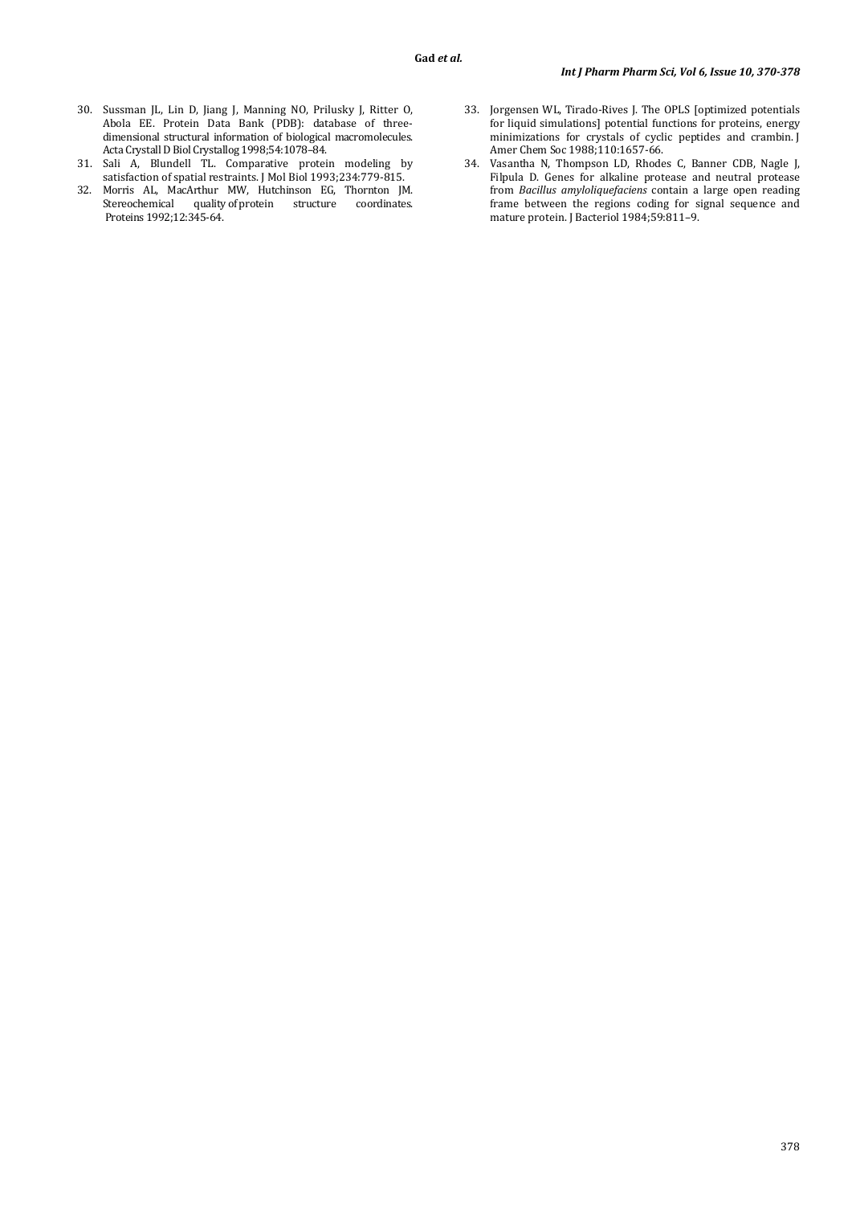30. Sussman JL, Lin D, Jiang J, Manning NO, Prilusky J, Ritter O, Abola EE. Protein Data Bank (PDB): database of three-dimensional structural information of biological macromolecules. Acta Crystall D Biol Crystallog 1998;54:1078–84.
31. Sali A, Blundell TL. Comparative protein modeling by satisfaction of spatial restraints. J Mol Biol 1993;234:779-815.
32. Morris AL, MacArthur MW, Hutchinson EG, Thornton JM. Stereochemical quality of protein structure coordinates. Proteins 1992;12:345-64.
33. Jorgensen WL, Tirado-Rives J. The OPLS [optimized potentials for liquid simulations] potential functions for proteins, energy minimizations for crystals of cyclic peptides and crambin. J Amer Chem Soc 1988;110:1657-66.
34. Vasantha N, Thompson LD, Rhodes C, Banner CDB, Nagle J, Filpula D. Genes for alkaline protease and neutral protease from *Bacillus amyloliquefaciens* contain a large open reading frame between the regions coding for signal sequence and mature protein. J Bacteriol 1984;59:811–9.